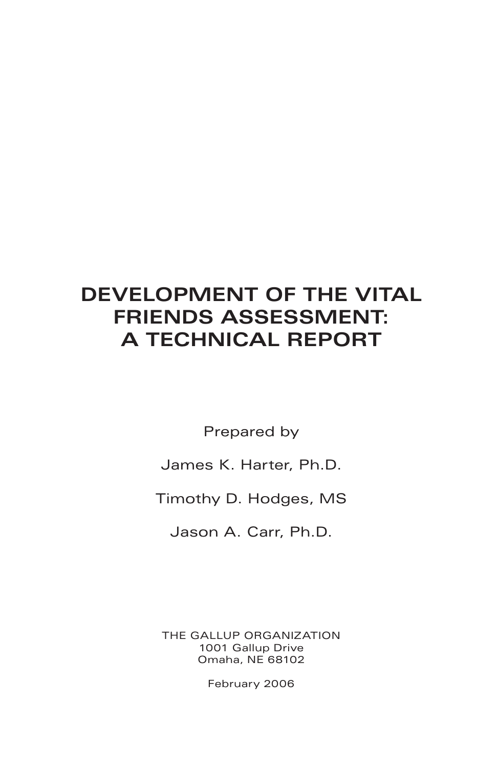# DEVELOPMENT OF THE VITAL FRIENDS ASSESSMENT: A TECHNICAL REPORT

Prepared by

James K. Harter, Ph.D.

Timothy D. Hodges, MS

Jason A. Carr, Ph.D.

THE GALLUP ORGANIZATION
1001 Gallup Drive
Omaha, NE 68102

February 2006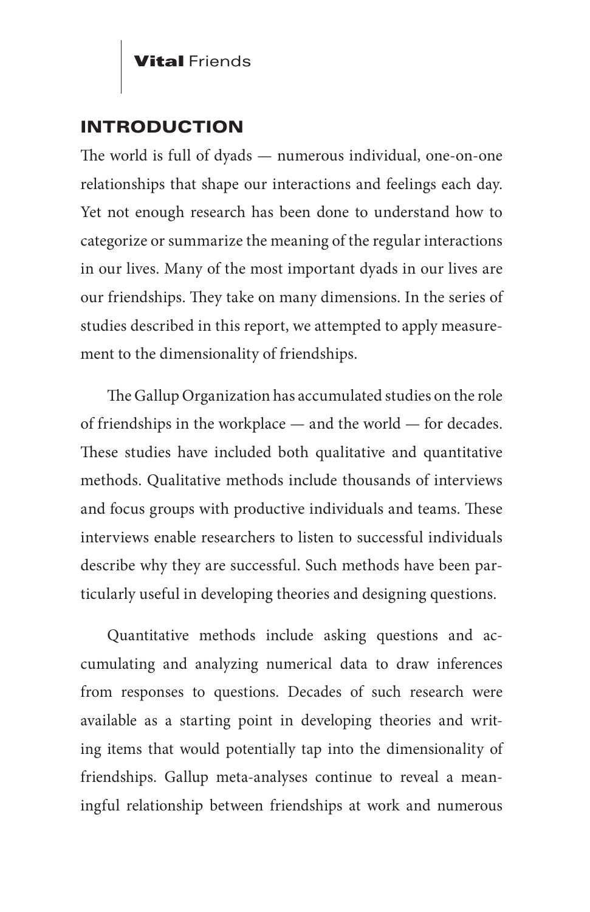## INTRODUCTION

The world is full of dyads — numerous individual, one-on-one relationships that shape our interactions and feelings each day. Yet not enough research has been done to understand how to categorize or summarize the meaning of the regular interactions in our lives. Many of the most important dyads in our lives are our friendships. They take on many dimensions. In the series of studies described in this report, we attempted to apply measurement to the dimensionality of friendships.

The Gallup Organization has accumulated studies on the role of friendships in the workplace — and the world — for decades. These studies have included both qualitative and quantitative methods. Qualitative methods include thousands of interviews and focus groups with productive individuals and teams. These interviews enable researchers to listen to successful individuals describe why they are successful. Such methods have been particularly useful in developing theories and designing questions.

Quantitative methods include asking questions and accumulating and analyzing numerical data to draw inferences from responses to questions. Decades of such research were available as a starting point in developing theories and writing items that would potentially tap into the dimensionality of friendships. Gallup meta-analyses continue to reveal a meaningful relationship between friendships at work and numerous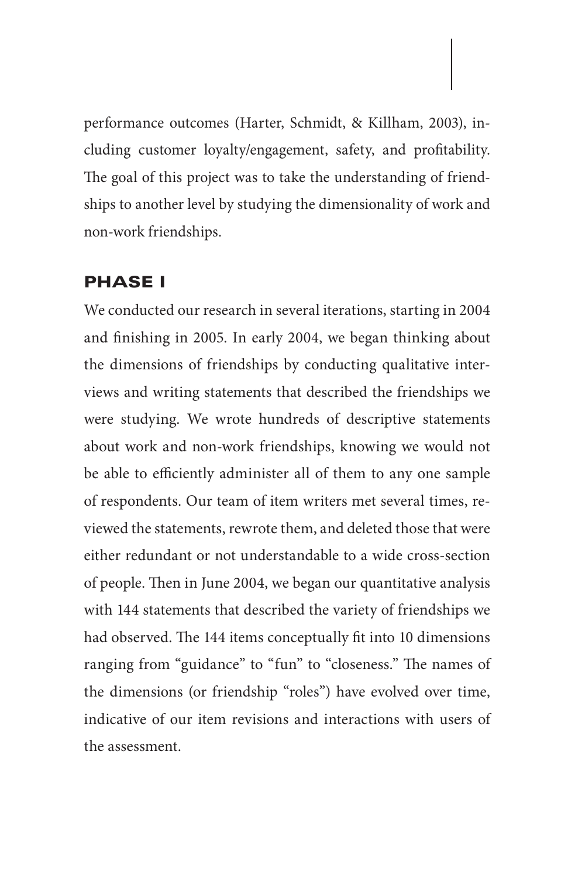performance outcomes (Harter, Schmidt, & Killham, 2003), including customer loyalty/engagement, safety, and profitability. The goal of this project was to take the understanding of friendships to another level by studying the dimensionality of work and non-work friendships.

## PHASE I

We conducted our research in several iterations, starting in 2004 and finishing in 2005. In early 2004, we began thinking about the dimensions of friendships by conducting qualitative interviews and writing statements that described the friendships we were studying. We wrote hundreds of descriptive statements about work and non-work friendships, knowing we would not be able to efficiently administer all of them to any one sample of respondents. Our team of item writers met several times, reviewed the statements, rewrote them, and deleted those that were either redundant or not understandable to a wide cross-section of people. Then in June 2004, we began our quantitative analysis with 144 statements that described the variety of friendships we had observed. The 144 items conceptually fit into 10 dimensions ranging from "guidance" to "fun" to "closeness." The names of the dimensions (or friendship "roles") have evolved over time, indicative of our item revisions and interactions with users of the assessment.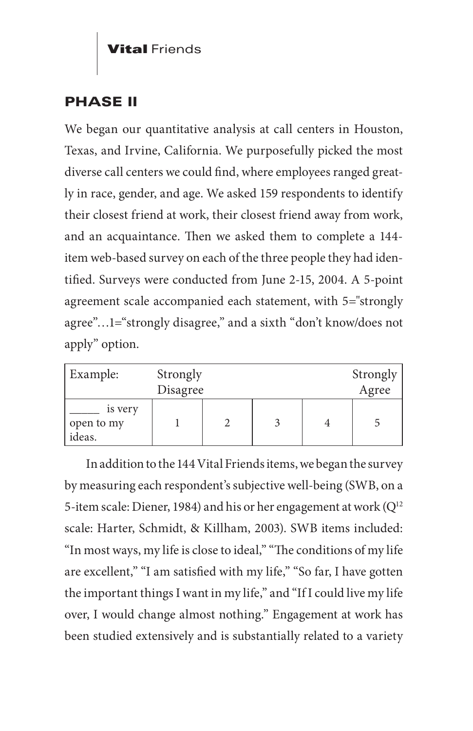## PHASE II

We began our quantitative analysis at call centers in Houston, Texas, and Irvine, California. We purposefully picked the most diverse call centers we could find, where employees ranged greatly in race, gender, and age. We asked 159 respondents to identify their closest friend at work, their closest friend away from work, and an acquaintance. Then we asked them to complete a 144-item web-based survey on each of the three people they had identified. Surveys were conducted from June 2-15, 2004. A 5-point agreement scale accompanied each statement, with 5="strongly agree"…1="strongly disagree," and a sixth "don't know/does not apply" option.

| Example: | Strongly Disagree | | | | Strongly Agree |
|---|---|---|---|---|---|
| _____ is very open to my ideas. | 1 | 2 | 3 | 4 | 5 |

In addition to the 144 Vital Friends items, we began the survey by measuring each respondent's subjective well-being (SWB, on a 5-item scale: Diener, 1984) and his or her engagement at work ($Q^{12}$ scale: Harter, Schmidt, & Killham, 2003). SWB items included: "In most ways, my life is close to ideal," "The conditions of my life are excellent," "I am satisfied with my life," "So far, I have gotten the important things I want in my life," and "If I could live my life over, I would change almost nothing." Engagement at work has been studied extensively and is substantially related to a variety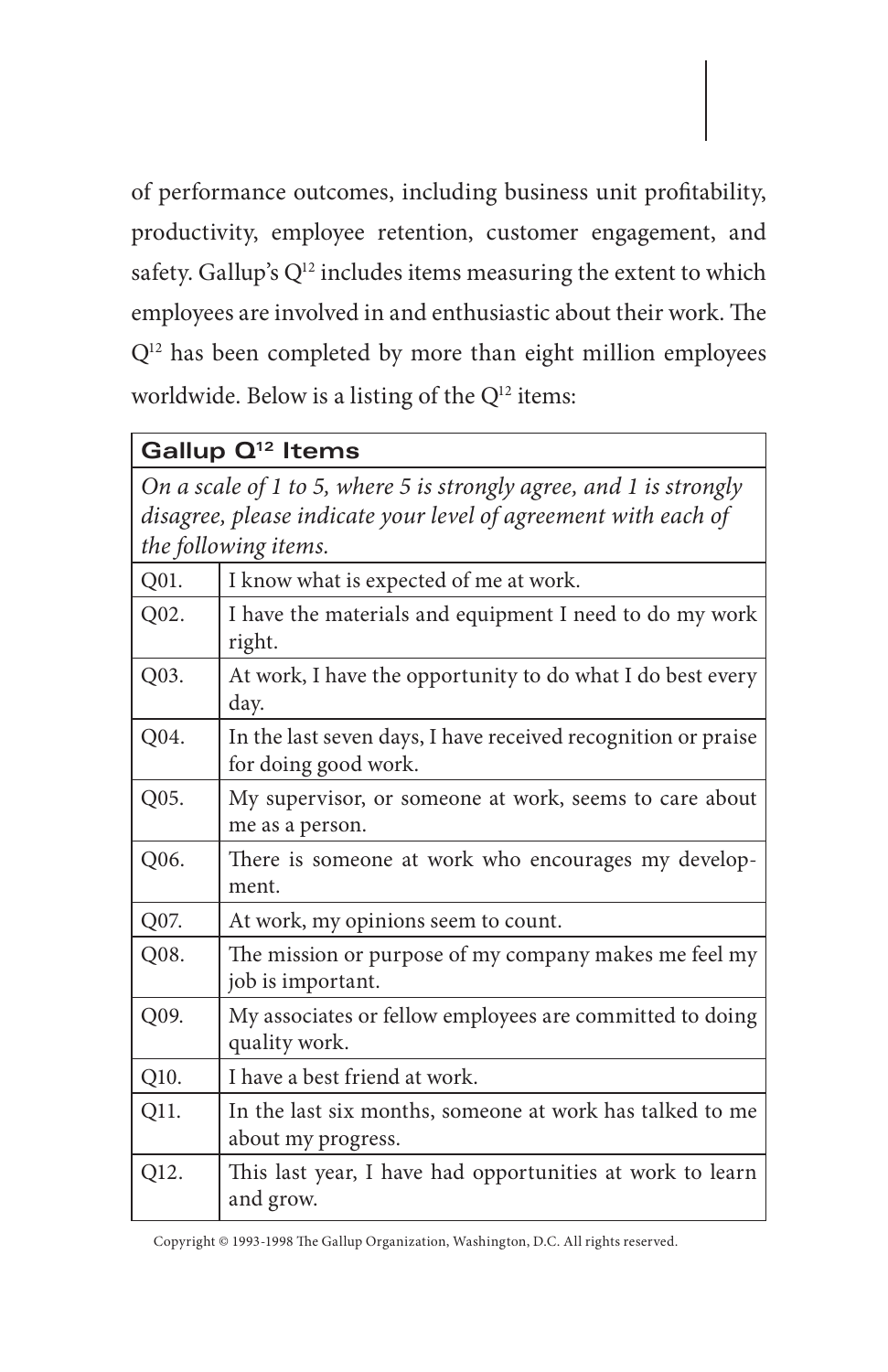of performance outcomes, including business unit profitability, productivity, employee retention, customer engagement, and safety. Gallup's $Q^{12}$ includes items measuring the extent to which employees are involved in and enthusiastic about their work. The $Q^{12}$ has been completed by more than eight million employees worldwide. Below is a listing of the $Q^{12}$ items:

| **Gallup $Q^{12}$ Items** | |
|---|---|
| *On a scale of 1 to 5, where 5 is strongly agree, and 1 is strongly disagree, please indicate your level of agreement with each of the following items.* | |
| Q01. | I know what is expected of me at work. |
| Q02. | I have the materials and equipment I need to do my work right. |
| Q03. | At work, I have the opportunity to do what I do best every day. |
| Q04. | In the last seven days, I have received recognition or praise for doing good work. |
| Q05. | My supervisor, or someone at work, seems to care about me as a person. |
| Q06. | There is someone at work who encourages my development. |
| Q07. | At work, my opinions seem to count. |
| Q08. | The mission or purpose of my company makes me feel my job is important. |
| Q09. | My associates or fellow employees are committed to doing quality work. |
| Q10. | I have a best friend at work. |
| Q11. | In the last six months, someone at work has talked to me about my progress. |
| Q12. | This last year, I have had opportunities at work to learn and grow. |

Copyright © 1993-1998 The Gallup Organization, Washington, D.C. All rights reserved.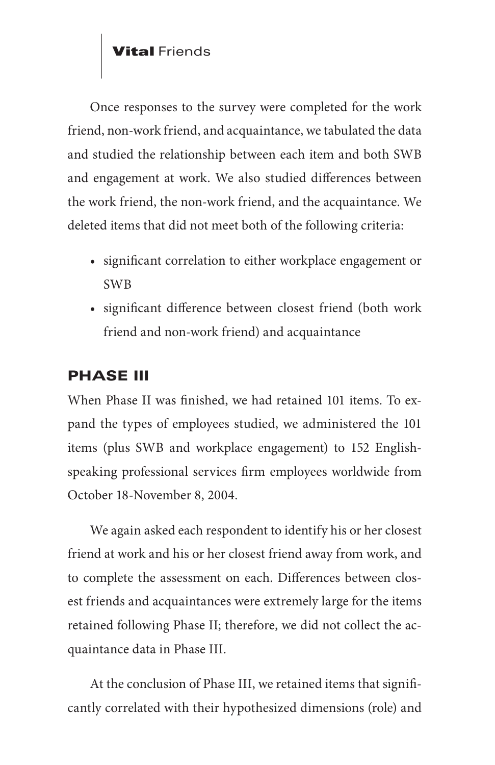Once responses to the survey were completed for the work friend, non-work friend, and acquaintance, we tabulated the data and studied the relationship between each item and both SWB and engagement at work. We also studied differences between the work friend, the non-work friend, and the acquaintance. We deleted items that did not meet both of the following criteria:

- significant correlation to either workplace engagement or SWB
- significant difference between closest friend (both work friend and non-work friend) and acquaintance

## PHASE III

When Phase II was finished, we had retained 101 items. To expand the types of employees studied, we administered the 101 items (plus SWB and workplace engagement) to 152 English-speaking professional services firm employees worldwide from October 18-November 8, 2004.

We again asked each respondent to identify his or her closest friend at work and his or her closest friend away from work, and to complete the assessment on each. Differences between closest friends and acquaintances were extremely large for the items retained following Phase II; therefore, we did not collect the acquaintance data in Phase III.

At the conclusion of Phase III, we retained items that significantly correlated with their hypothesized dimensions (role) and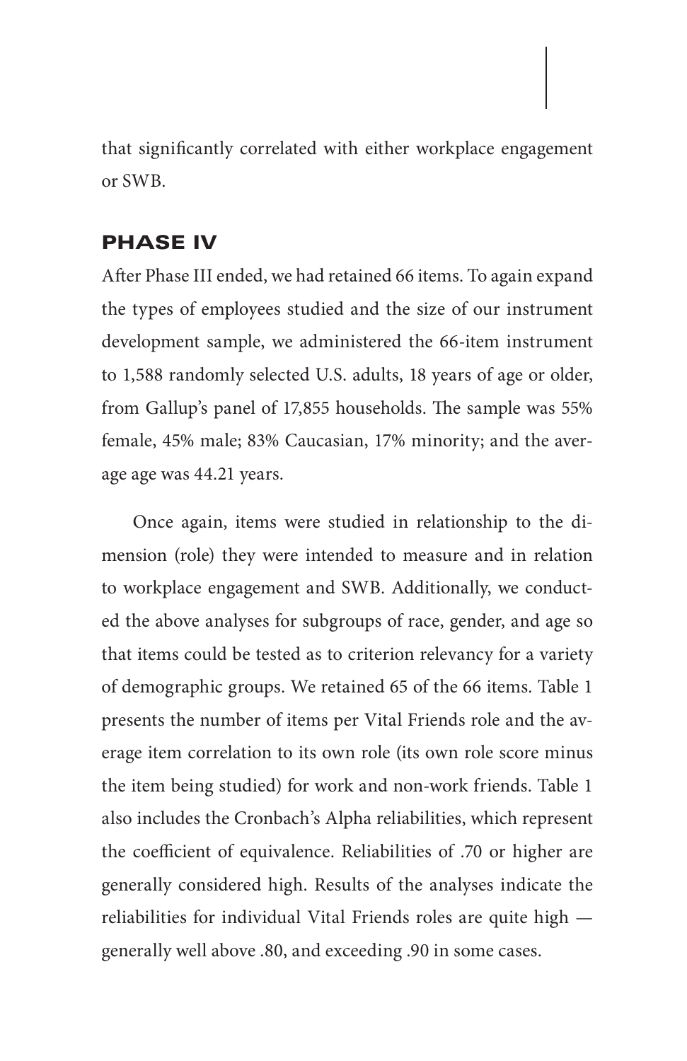that significantly correlated with either workplace engagement or SWB.

## PHASE IV

After Phase III ended, we had retained 66 items. To again expand the types of employees studied and the size of our instrument development sample, we administered the 66-item instrument to 1,588 randomly selected U.S. adults, 18 years of age or older, from Gallup's panel of 17,855 households. The sample was 55% female, 45% male; 83% Caucasian, 17% minority; and the average age was 44.21 years.

Once again, items were studied in relationship to the dimension (role) they were intended to measure and in relation to workplace engagement and SWB. Additionally, we conducted the above analyses for subgroups of race, gender, and age so that items could be tested as to criterion relevancy for a variety of demographic groups. We retained 65 of the 66 items. Table 1 presents the number of items per Vital Friends role and the average item correlation to its own role (its own role score minus the item being studied) for work and non-work friends. Table 1 also includes the Cronbach's Alpha reliabilities, which represent the coefficient of equivalence. Reliabilities of .70 or higher are generally considered high. Results of the analyses indicate the reliabilities for individual Vital Friends roles are quite high — generally well above .80, and exceeding .90 in some cases.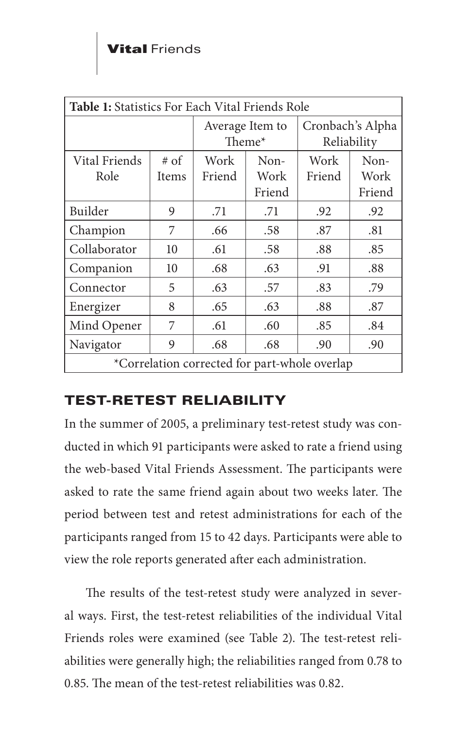| **Table 1:** Statistics For Each Vital Friends Role | | | | | |
|---|---|---|---|---|---|
| | | Average Item to Theme* | | Cronbach's Alpha Reliability | |
| Vital Friends Role | # of Items | Work Friend | Non-Work Friend | Work Friend | Non-Work Friend |
| Builder | 9 | .71 | .71 | .92 | .92 |
| Champion | 7 | .66 | .58 | .87 | .81 |
| Collaborator | 10 | .61 | .58 | .88 | .85 |
| Companion | 10 | .68 | .63 | .91 | .88 |
| Connector | 5 | .63 | .57 | .83 | .79 |
| Energizer | 8 | .65 | .63 | .88 | .87 |
| Mind Opener | 7 | .61 | .60 | .85 | .84 |
| Navigator | 9 | .68 | .68 | .90 | .90 |
| *Correlation corrected for part-whole overlap | | | | | |

## TEST-RETEST RELIABILITY

In the summer of 2005, a preliminary test-retest study was conducted in which 91 participants were asked to rate a friend using the web-based Vital Friends Assessment. The participants were asked to rate the same friend again about two weeks later. The period between test and retest administrations for each of the participants ranged from 15 to 42 days. Participants were able to view the role reports generated after each administration.

The results of the test-retest study were analyzed in several ways. First, the test-retest reliabilities of the individual Vital Friends roles were examined (see Table 2). The test-retest reliabilities were generally high; the reliabilities ranged from 0.78 to 0.85. The mean of the test-retest reliabilities was 0.82.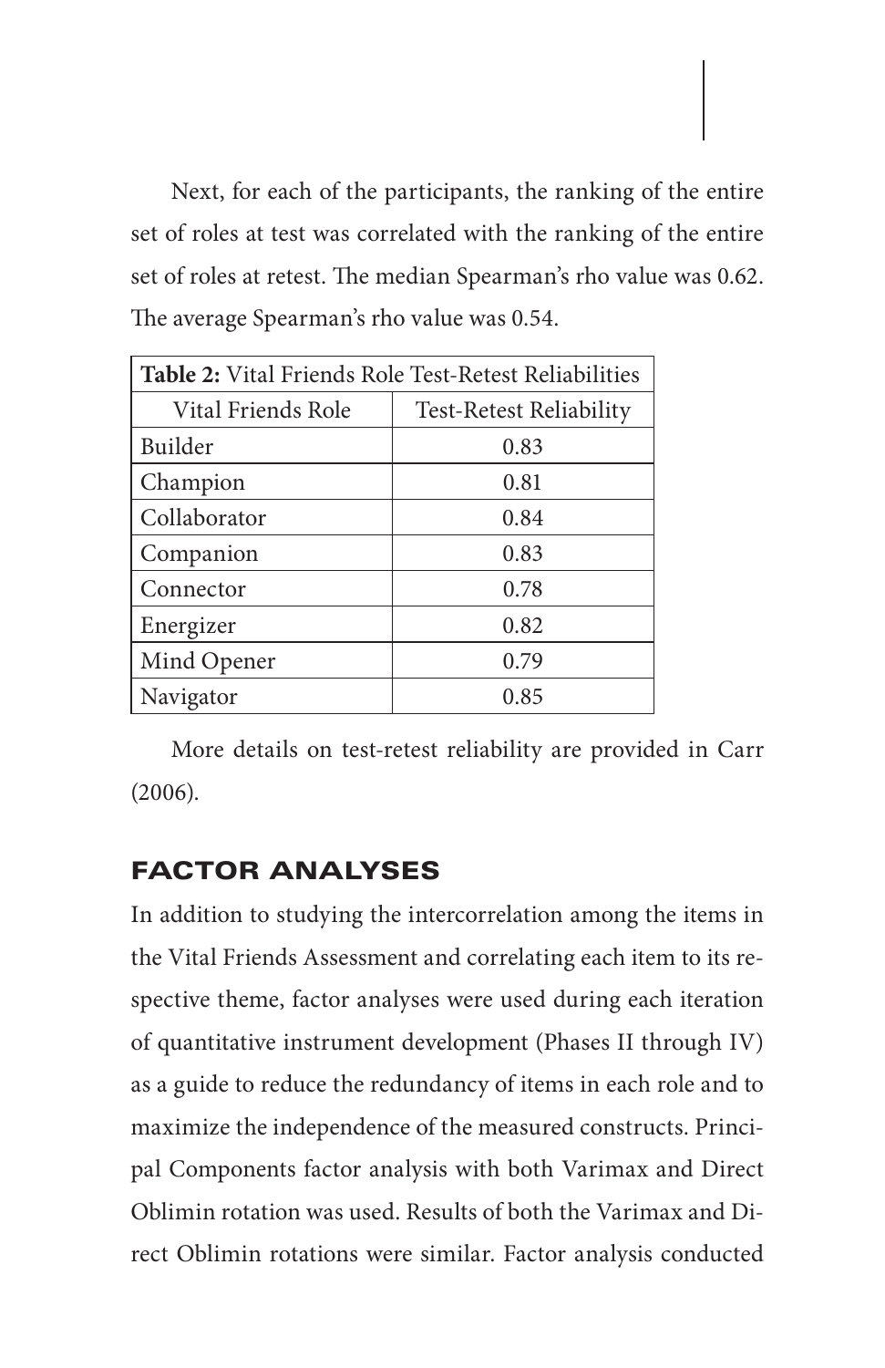Next, for each of the participants, the ranking of the entire set of roles at test was correlated with the ranking of the entire set of roles at retest. The median Spearman's rho value was 0.62. The average Spearman's rho value was 0.54.

**Table 2:** Vital Friends Role Test-Retest Reliabilities

| Vital Friends Role | Test-Retest Reliability |
|---|---|
| Builder | 0.83 |
| Champion | 0.81 |
| Collaborator | 0.84 |
| Companion | 0.83 |
| Connector | 0.78 |
| Energizer | 0.82 |
| Mind Opener | 0.79 |
| Navigator | 0.85 |

More details on test-retest reliability are provided in Carr (2006).

## FACTOR ANALYSES

In addition to studying the intercorrelation among the items in the Vital Friends Assessment and correlating each item to its respective theme, factor analyses were used during each iteration of quantitative instrument development (Phases II through IV) as a guide to reduce the redundancy of items in each role and to maximize the independence of the measured constructs. Principal Components factor analysis with both Varimax and Direct Oblimin rotation was used. Results of both the Varimax and Direct Oblimin rotations were similar. Factor analysis conducted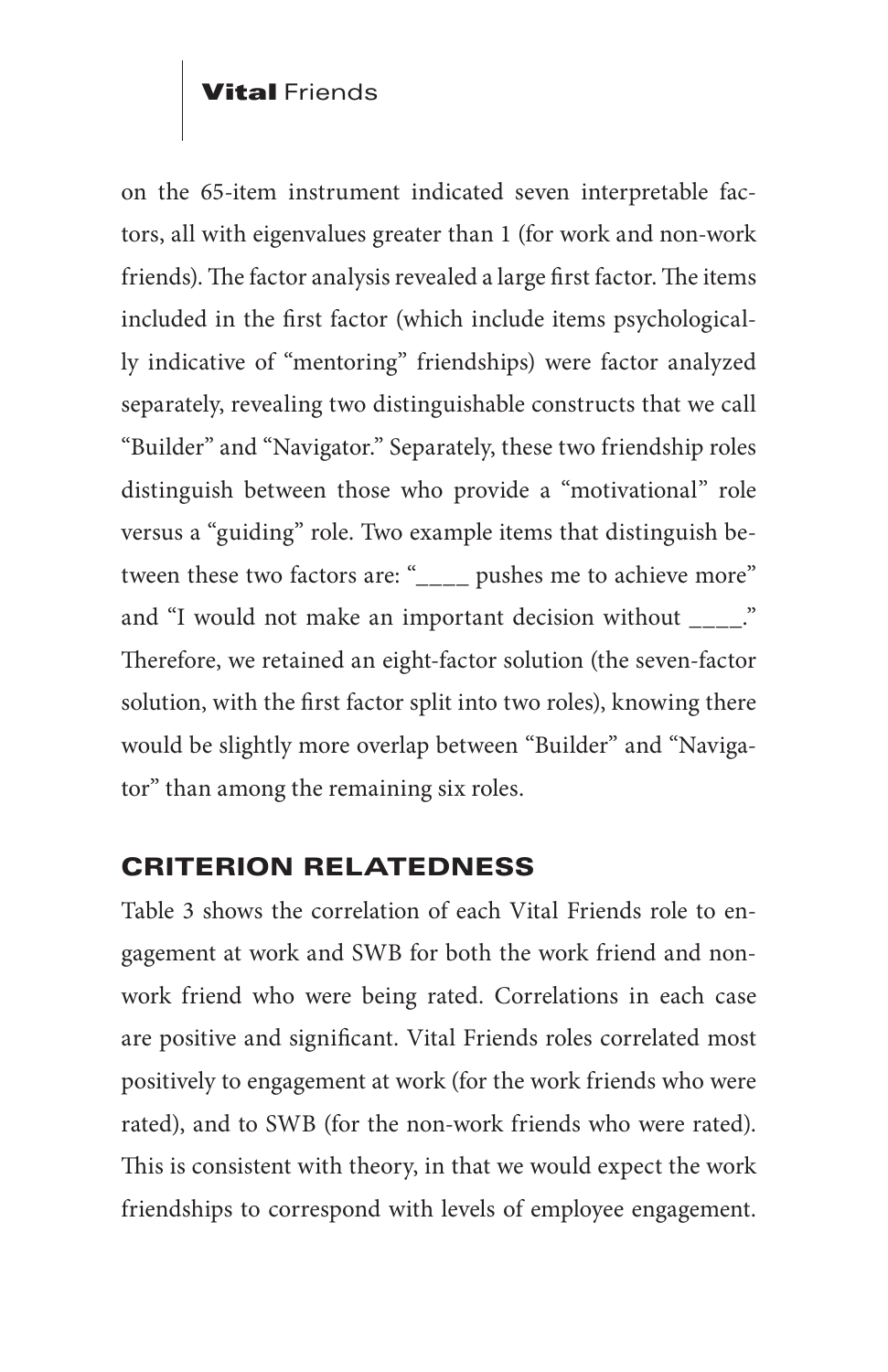on the 65-item instrument indicated seven interpretable factors, all with eigenvalues greater than 1 (for work and non-work friends). The factor analysis revealed a large first factor. The items included in the first factor (which include items psychologically indicative of "mentoring" friendships) were factor analyzed separately, revealing two distinguishable constructs that we call "Builder" and "Navigator." Separately, these two friendship roles distinguish between those who provide a "motivational" role versus a "guiding" role. Two example items that distinguish between these two factors are: "____ pushes me to achieve more" and "I would not make an important decision without ____." Therefore, we retained an eight-factor solution (the seven-factor solution, with the first factor split into two roles), knowing there would be slightly more overlap between "Builder" and "Navigator" than among the remaining six roles.

## CRITERION RELATEDNESS

Table 3 shows the correlation of each Vital Friends role to engagement at work and SWB for both the work friend and non-work friend who were being rated. Correlations in each case are positive and significant. Vital Friends roles correlated most positively to engagement at work (for the work friends who were rated), and to SWB (for the non-work friends who were rated). This is consistent with theory, in that we would expect the work friendships to correspond with levels of employee engagement.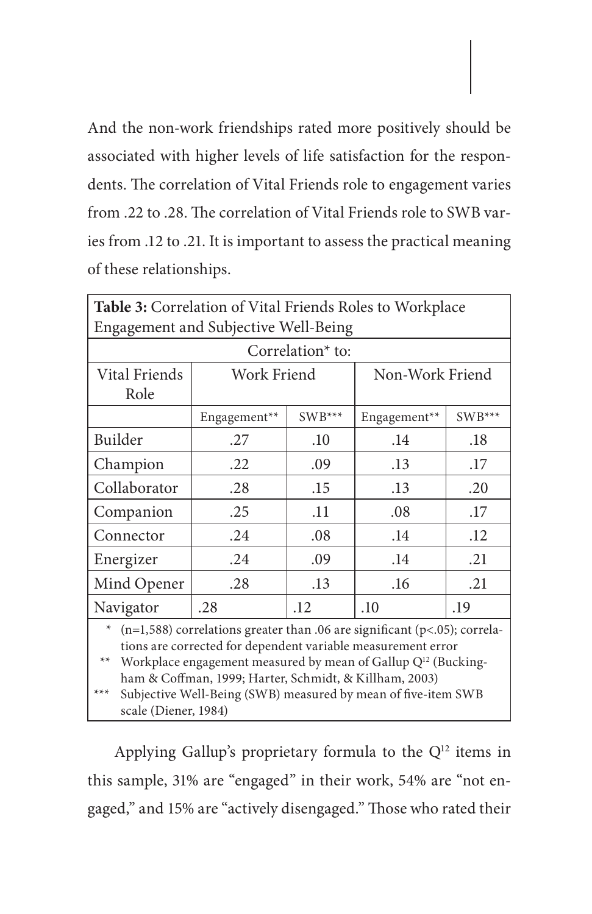And the non-work friendships rated more positively should be associated with higher levels of life satisfaction for the respondents. The correlation of Vital Friends role to engagement varies from .22 to .28. The correlation of Vital Friends role to SWB varies from .12 to .21. It is important to assess the practical meaning of these relationships.

**Table 3:** Correlation of Vital Friends Roles to Workplace Engagement and Subjective Well-Being

| Vital Friends Role | Correlation* to: Work Friend | | Non-Work Friend | |
|---|---|---|---|---|
| | Engagement** | SWB*** | Engagement** | SWB*** |
| Builder | .27 | .10 | .14 | .18 |
| Champion | .22 | .09 | .13 | .17 |
| Collaborator | .28 | .15 | .13 | .20 |
| Companion | .25 | .11 | .08 | .17 |
| Connector | .24 | .08 | .14 | .12 |
| Energizer | .24 | .09 | .14 | .21 |
| Mind Opener | .28 | .13 | .16 | .21 |
| Navigator | .28 | .12 | .10 | .19 |

\* (n=1,588) correlations greater than .06 are significant ($p<.05$); correlations are corrected for dependent variable measurement error

\** Workplace engagement measured by mean of Gallup $Q^{12}$ (Buckingham & Coffman, 1999; Harter, Schmidt, & Killham, 2003)

\*** Subjective Well-Being (SWB) measured by mean of five-item SWB scale (Diener, 1984)

Applying Gallup's proprietary formula to the $Q^{12}$ items in this sample, 31% are "engaged" in their work, 54% are "not engaged," and 15% are "actively disengaged." Those who rated their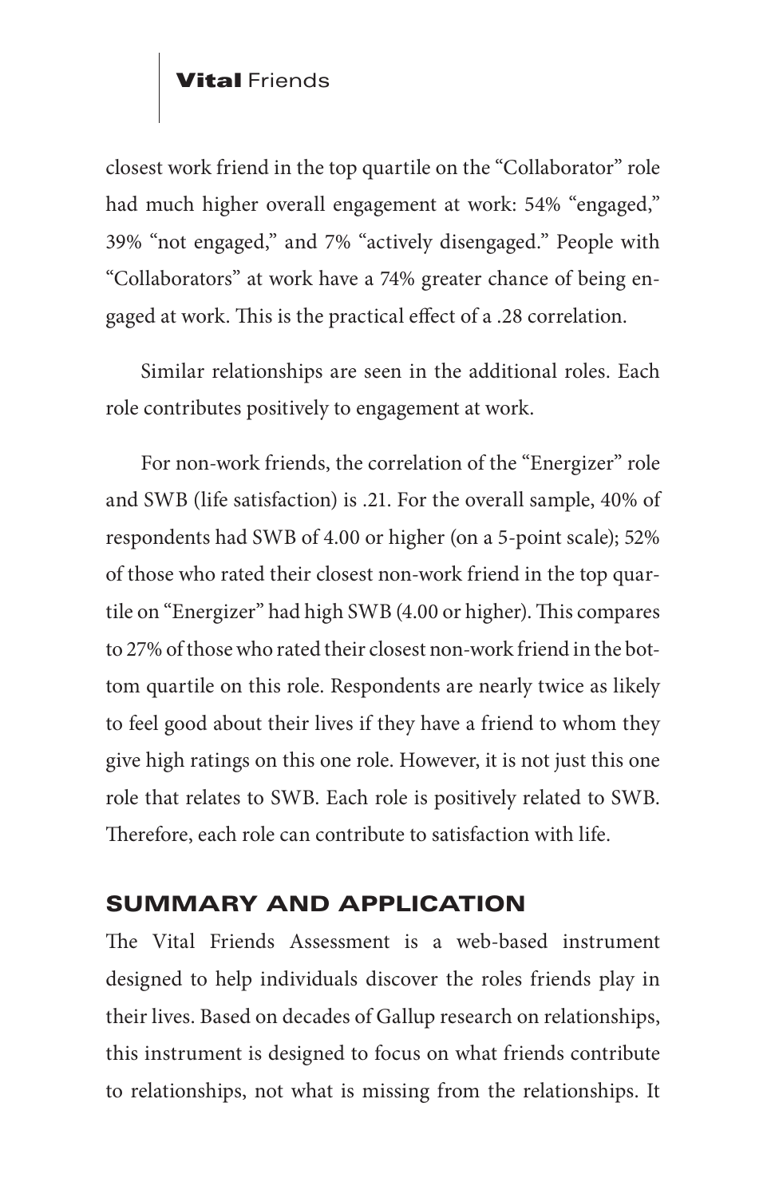closest work friend in the top quartile on the "Collaborator" role had much higher overall engagement at work: 54% "engaged," 39% "not engaged," and 7% "actively disengaged." People with "Collaborators" at work have a 74% greater chance of being engaged at work. This is the practical effect of a .28 correlation.

Similar relationships are seen in the additional roles. Each role contributes positively to engagement at work.

For non-work friends, the correlation of the "Energizer" role and SWB (life satisfaction) is .21. For the overall sample, 40% of respondents had SWB of 4.00 or higher (on a 5-point scale); 52% of those who rated their closest non-work friend in the top quartile on "Energizer" had high SWB (4.00 or higher). This compares to 27% of those who rated their closest non-work friend in the bottom quartile on this role. Respondents are nearly twice as likely to feel good about their lives if they have a friend to whom they give high ratings on this one role. However, it is not just this one role that relates to SWB. Each role is positively related to SWB. Therefore, each role can contribute to satisfaction with life.

## SUMMARY AND APPLICATION

The Vital Friends Assessment is a web-based instrument designed to help individuals discover the roles friends play in their lives. Based on decades of Gallup research on relationships, this instrument is designed to focus on what friends contribute to relationships, not what is missing from the relationships. It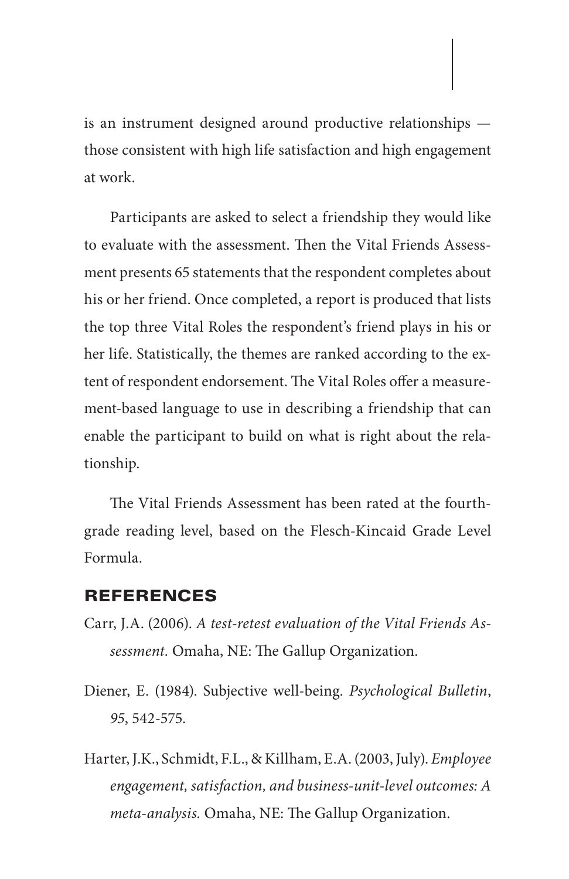is an instrument designed around productive relationships — those consistent with high life satisfaction and high engagement at work.

Participants are asked to select a friendship they would like to evaluate with the assessment. Then the Vital Friends Assessment presents 65 statements that the respondent completes about his or her friend. Once completed, a report is produced that lists the top three Vital Roles the respondent's friend plays in his or her life. Statistically, the themes are ranked according to the extent of respondent endorsement. The Vital Roles offer a measurement-based language to use in describing a friendship that can enable the participant to build on what is right about the relationship.

The Vital Friends Assessment has been rated at the fourth-grade reading level, based on the Flesch-Kincaid Grade Level Formula.

## REFERENCES

Carr, J.A. (2006). *A test-retest evaluation of the Vital Friends Assessment*. Omaha, NE: The Gallup Organization.

Diener, E. (1984). Subjective well-being. *Psychological Bulletin*, *95*, 542-575.

Harter, J.K., Schmidt, F.L., & Killham, E.A. (2003, July). *Employee engagement, satisfaction, and business-unit-level outcomes: A meta-analysis.* Omaha, NE: The Gallup Organization.